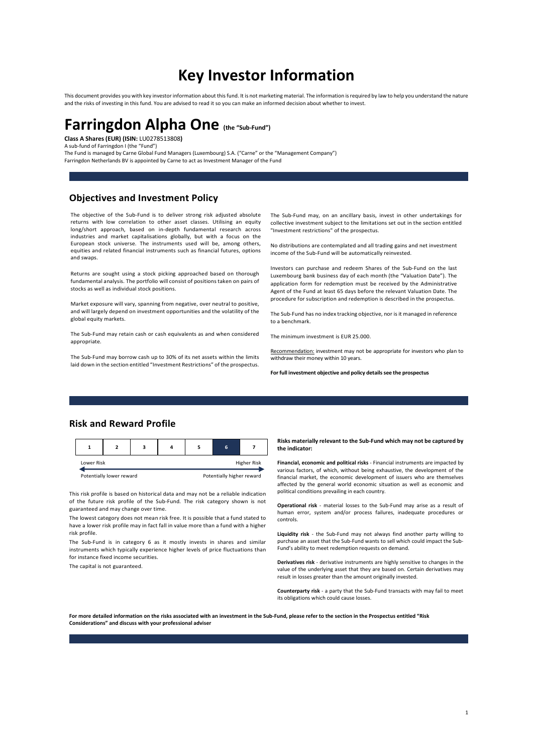# Key Investor Information

This document provides you with key investor information about this fund. It is not marketing material. The information is required by law to help you understand the nature and the risks of investing in this fund. You are advised to read it so you can make an informed decision about whether to invest.

# Farringdon Alpha One (the "Sub-Fund")

**Class A Shares (EUR) (ISIN:** LU0278513808**)**
A sub-fund of Farringdon I (the "Fund")
The Fund is managed by Carne Global Fund Managers (Luxembourg) S.A. ("Carne" or the "Management Company")
Farringdon Netherlands BV is appointed by Carne to act as Investment Manager of the Fund

## Objectives and Investment Policy

The objective of the Sub-Fund is to deliver strong risk adjusted absolute returns with low correlation to other asset classes. Utilising an equity long/short approach, based on in-depth fundamental research across industries and market capitalisations globally, but with a focus on the European stock universe. The instruments used will be, among others, equities and related financial instruments such as financial futures, options and swaps.

Returns are sought using a stock picking approached based on thorough fundamental analysis. The portfolio will consist of positions taken on pairs of stocks as well as individual stock positions.

Market exposure will vary, spanning from negative, over neutral to positive, and will largely depend on investment opportunities and the volatility of the global equity markets.

The Sub-Fund may retain cash or cash equivalents as and when considered appropriate.

The Sub-Fund may borrow cash up to 30% of its net assets within the limits laid down in the section entitled "Investment Restrictions" of the prospectus.

The Sub-Fund may, on an ancillary basis, invest in other undertakings for collective investment subject to the limitations set out in the section entitled "Investment restrictions" of the prospectus.

No distributions are contemplated and all trading gains and net investment income of the Sub-Fund will be automatically reinvested.

Investors can purchase and redeem Shares of the Sub-Fund on the last Luxembourg bank business day of each month (the "Valuation Date"). The application form for redemption must be received by the Administrative Agent of the Fund at least 65 days before the relevant Valuation Date. The procedure for subscription and redemption is described in the prospectus.

The Sub-Fund has no index tracking objective, nor is it managed in reference to a benchmark.

The minimum investment is EUR 25.000.

Recommendation: investment may not be appropriate for investors who plan to withdraw their money within 10 years.

**For full investment objective and policy details see the prospectus**

## Risk and Reward Profile

| 1 | 2 | 3 | 4 | 5 | **6** | 7 |
|---|---|---|---|---|---|---|

Lower Risk — Higher Risk

Potentially lower reward — Potentially higher reward

This risk profile is based on historical data and may not be a reliable indication of the future risk profile of the Sub-Fund. The risk category shown is not guaranteed and may change over time.

The lowest category does not mean risk free. It is possible that a fund stated to have a lower risk profile may in fact fall in value more than a fund with a higher risk profile.

The Sub-Fund is in category 6 as it mostly invests in shares and similar instruments which typically experience higher levels of price fluctuations than for instance fixed income securities.

The capital is not guaranteed.

**Risks materially relevant to the Sub-Fund which may not be captured by the indicator:**

**Financial, economic and political risks** - Financial instruments are impacted by various factors, of which, without being exhaustive, the development of the financial market, the economic development of issuers who are themselves affected by the general world economic situation as well as economic and political conditions prevailing in each country.

**Operational risk** - material losses to the Sub-Fund may arise as a result of human error, system and/or process failures, inadequate procedures or controls.

**Liquidity risk** - the Sub-Fund may not always find another party willing to purchase an asset that the Sub-Fund wants to sell which could impact the Sub-Fund's ability to meet redemption requests on demand.

**Derivatives risk** - derivative instruments are highly sensitive to changes in the value of the underlying asset that they are based on. Certain derivatives may result in losses greater than the amount originally invested.

**Counterparty risk** - a party that the Sub-Fund transacts with may fail to meet its obligations which could cause losses.

**For more detailed information on the risks associated with an investment in the Sub-Fund, please refer to the section in the Prospectus entitled "Risk Considerations" and discuss with your professional adviser**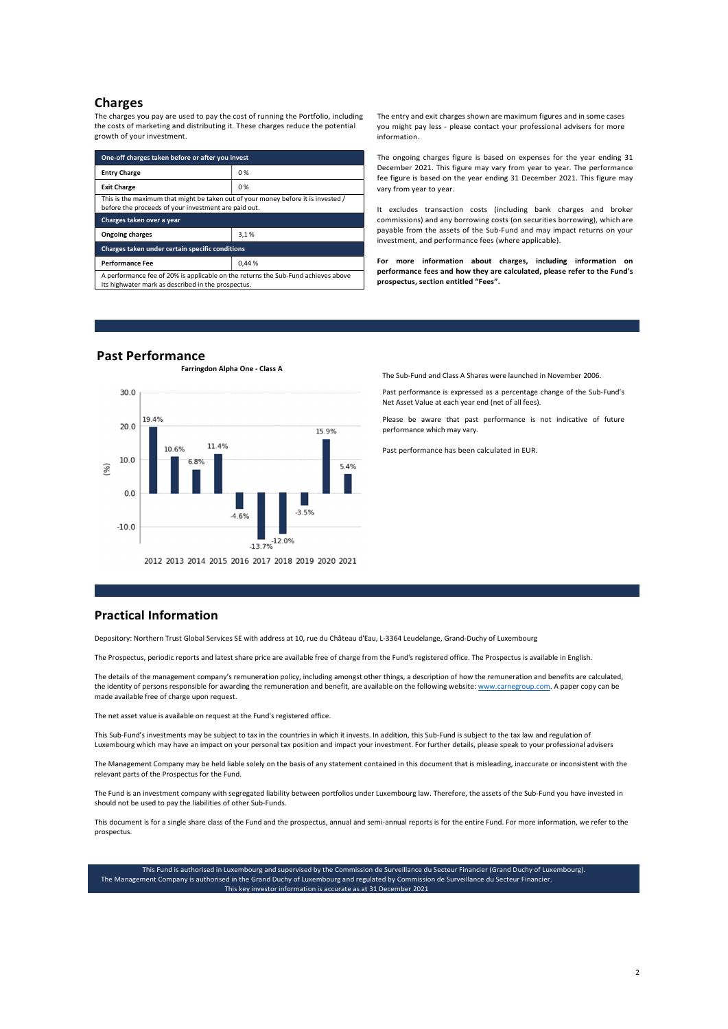## Charges

The charges you pay are used to pay the cost of running the Portfolio, including the costs of marketing and distributing it. These charges reduce the potential growth of your investment.

| One-off charges taken before or after you invest | |
|---|---|
| **Entry Charge** | 0 % |
| **Exit Charge** | 0 % |
| This is the maximum that might be taken out of your money before it is invested / before the proceeds of your investment are paid out. | |
| **Charges taken over a year** | |
| **Ongoing charges** | 3,1 % |
| **Charges taken under certain specific conditions** | |
| **Performance Fee** | 0,44 % |
| A performance fee of 20% is applicable on the returns the Sub-Fund achieves above its highwater mark as described in the prospectus. | |

The entry and exit charges shown are maximum figures and in some cases you might pay less - please contact your professional advisers for more information.

The ongoing charges figure is based on expenses for the year ending 31 December 2021. This figure may vary from year to year. The performance fee figure is based on the year ending 31 December 2021. This figure may vary from year to year.

It excludes transaction costs (including bank charges and broker commissions) and any borrowing costs (on securities borrowing), which are payable from the assets of the Sub-Fund and may impact returns on your investment, and performance fees (where applicable).

**For more information about charges, including information on performance fees and how they are calculated, please refer to the Fund's prospectus, section entitled "Fees".**

## Past Performance

Farringdon Alpha One - Class A

(%)

30.0
20.0
10.0
0.0
-10.0

19.4%
10.6%
6.8%
11.4%
-4.6%
-13.7%
-12.0%
-3.5%
15.9%
5.4%

2012 2013 2014 2015 2016 2017 2018 2019 2020 2021

The Sub-Fund and Class A Shares were launched in November 2006.

Past performance is expressed as a percentage change of the Sub-Fund's Net Asset Value at each year end (net of all fees).

Please be aware that past performance is not indicative of future performance which may vary.

Past performance has been calculated in EUR.

## Practical Information

Depository: Northern Trust Global Services SE with address at 10, rue du Château d'Eau, L-3364 Leudelange, Grand-Duchy of Luxembourg

The Prospectus, periodic reports and latest share price are available free of charge from the Fund's registered office. The Prospectus is available in English.

The details of the management company's remuneration policy, including amongst other things, a description of how the remuneration and benefits are calculated, the identity of persons responsible for awarding the remuneration and benefit, are available on the following website: www.carnegroup.com. A paper copy can be made available free of charge upon request.

The net asset value is available on request at the Fund's registered office.

This Sub-Fund's investments may be subject to tax in the countries in which it invests. In addition, this Sub-Fund is subject to the tax law and regulation of Luxembourg which may have an impact on your personal tax position and impact your investment. For further details, please speak to your professional advisers

The Management Company may be held liable solely on the basis of any statement contained in this document that is misleading, inaccurate or inconsistent with the relevant parts of the Prospectus for the Fund.

The Fund is an investment company with segregated liability between portfolios under Luxembourg law. Therefore, the assets of the Sub-Fund you have invested in should not be used to pay the liabilities of other Sub-Funds.

This document is for a single share class of the Fund and the prospectus, annual and semi-annual reports is for the entire Fund. For more information, we refer to the prospectus.

This Fund is authorised in Luxembourg and supervised by the Commission de Surveillance du Secteur Financier (Grand Duchy of Luxembourg).
The Management Company is authorised in the Grand Duchy of Luxembourg and regulated by Commission de Surveillance du Secteur Financier.
This key investor information is accurate as at 31 December 2021